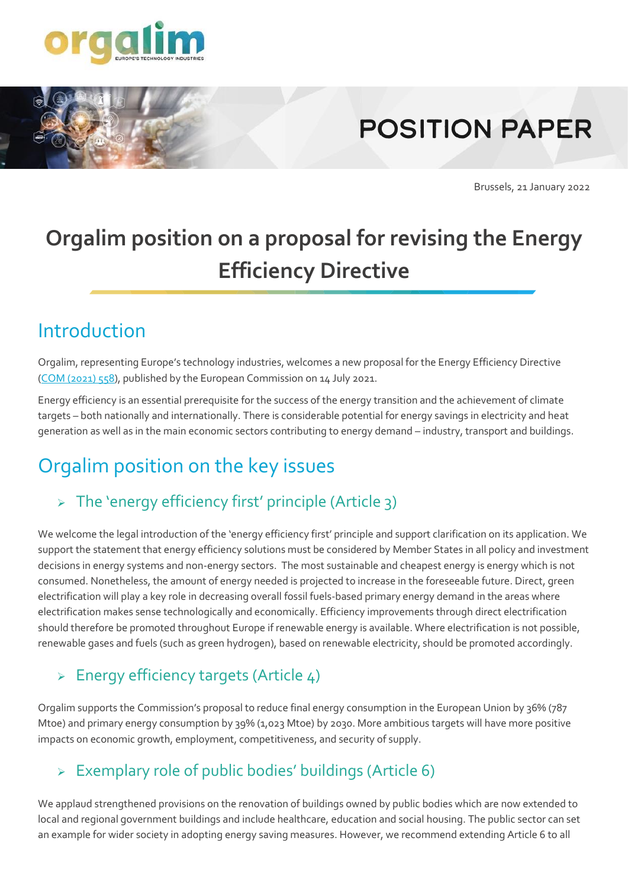# POSITION PAPER

Brussels, 21 January 2022

# Orgalim position on a proposal for revising the Energy Efficiency Directive

## Introduction

Orgalim, representing Europe's technology industries, welcomes a new proposal for the Energy Efficiency Directive (COM (2021) 558), published by the European Commission on 14 July 2021.

Energy efficiency is an essential prerequisite for the success of the energy transition and the achievement of climate targets – both nationally and internationally. There is considerable potential for energy savings in electricity and heat generation as well as in the main economic sectors contributing to energy demand – industry, transport and buildings.

## Orgalim position on the key issues

### The 'energy efficiency first' principle (Article 3)

We welcome the legal introduction of the 'energy efficiency first' principle and support clarification on its application. We support the statement that energy efficiency solutions must be considered by Member States in all policy and investment decisions in energy systems and non-energy sectors. The most sustainable and cheapest energy is energy which is not consumed. Nonetheless, the amount of energy needed is projected to increase in the foreseeable future. Direct, green electrification will play a key role in decreasing overall fossil fuels-based primary energy demand in the areas where electrification makes sense technologically and economically. Efficiency improvements through direct electrification should therefore be promoted throughout Europe if renewable energy is available. Where electrification is not possible, renewable gases and fuels (such as green hydrogen), based on renewable electricity, should be promoted accordingly.

### Energy efficiency targets (Article 4)

Orgalim supports the Commission's proposal to reduce final energy consumption in the European Union by 36% (787 Mtoe) and primary energy consumption by 39% (1,023 Mtoe) by 2030. More ambitious targets will have more positive impacts on economic growth, employment, competitiveness, and security of supply.

### Exemplary role of public bodies' buildings (Article 6)

We applaud strengthened provisions on the renovation of buildings owned by public bodies which are now extended to local and regional government buildings and include healthcare, education and social housing. The public sector can set an example for wider society in adopting energy saving measures. However, we recommend extending Article 6 to all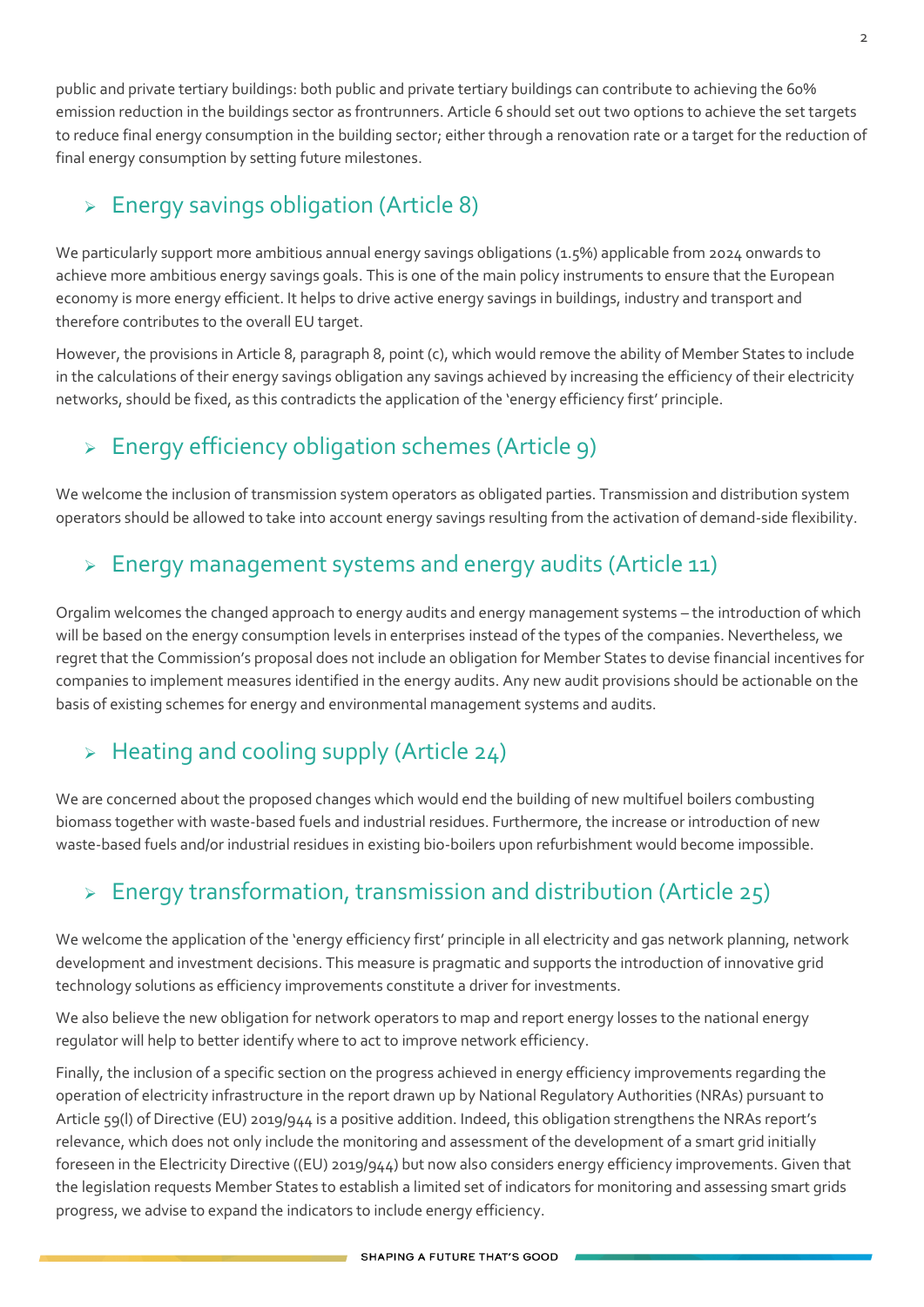public and private tertiary buildings: both public and private tertiary buildings can contribute to achieving the 60% emission reduction in the buildings sector as frontrunners. Article 6 should set out two options to achieve the set targets to reduce final energy consumption in the building sector; either through a renovation rate or a target for the reduction of final energy consumption by setting future milestones.

## ➢ Energy savings obligation (Article 8)

We particularly support more ambitious annual energy savings obligations (1.5%) applicable from 2024 onwards to achieve more ambitious energy savings goals. This is one of the main policy instruments to ensure that the European economy is more energy efficient. It helps to drive active energy savings in buildings, industry and transport and therefore contributes to the overall EU target.

However, the provisions in Article 8, paragraph 8, point (c), which would remove the ability of Member States to include in the calculations of their energy savings obligation any savings achieved by increasing the efficiency of their electricity networks, should be fixed, as this contradicts the application of the 'energy efficiency first' principle.

## ➢ Energy efficiency obligation schemes (Article 9)

We welcome the inclusion of transmission system operators as obligated parties. Transmission and distribution system operators should be allowed to take into account energy savings resulting from the activation of demand-side flexibility.

## ➢ Energy management systems and energy audits (Article 11)

Orgalim welcomes the changed approach to energy audits and energy management systems – the introduction of which will be based on the energy consumption levels in enterprises instead of the types of the companies. Nevertheless, we regret that the Commission's proposal does not include an obligation for Member States to devise financial incentives for companies to implement measures identified in the energy audits. Any new audit provisions should be actionable on the basis of existing schemes for energy and environmental management systems and audits.

## ➢ Heating and cooling supply (Article 24)

We are concerned about the proposed changes which would end the building of new multifuel boilers combusting biomass together with waste-based fuels and industrial residues. Furthermore, the increase or introduction of new waste-based fuels and/or industrial residues in existing bio-boilers upon refurbishment would become impossible.

## ➢ Energy transformation, transmission and distribution (Article 25)

We welcome the application of the 'energy efficiency first' principle in all electricity and gas network planning, network development and investment decisions. This measure is pragmatic and supports the introduction of innovative grid technology solutions as efficiency improvements constitute a driver for investments.

We also believe the new obligation for network operators to map and report energy losses to the national energy regulator will help to better identify where to act to improve network efficiency.

Finally, the inclusion of a specific section on the progress achieved in energy efficiency improvements regarding the operation of electricity infrastructure in the report drawn up by National Regulatory Authorities (NRAs) pursuant to Article 59(l) of Directive (EU) 2019/944 is a positive addition. Indeed, this obligation strengthens the NRAs report's relevance, which does not only include the monitoring and assessment of the development of a smart grid initially foreseen in the Electricity Directive ((EU) 2019/944) but now also considers energy efficiency improvements. Given that the legislation requests Member States to establish a limited set of indicators for monitoring and assessing smart grids progress, we advise to expand the indicators to include energy efficiency.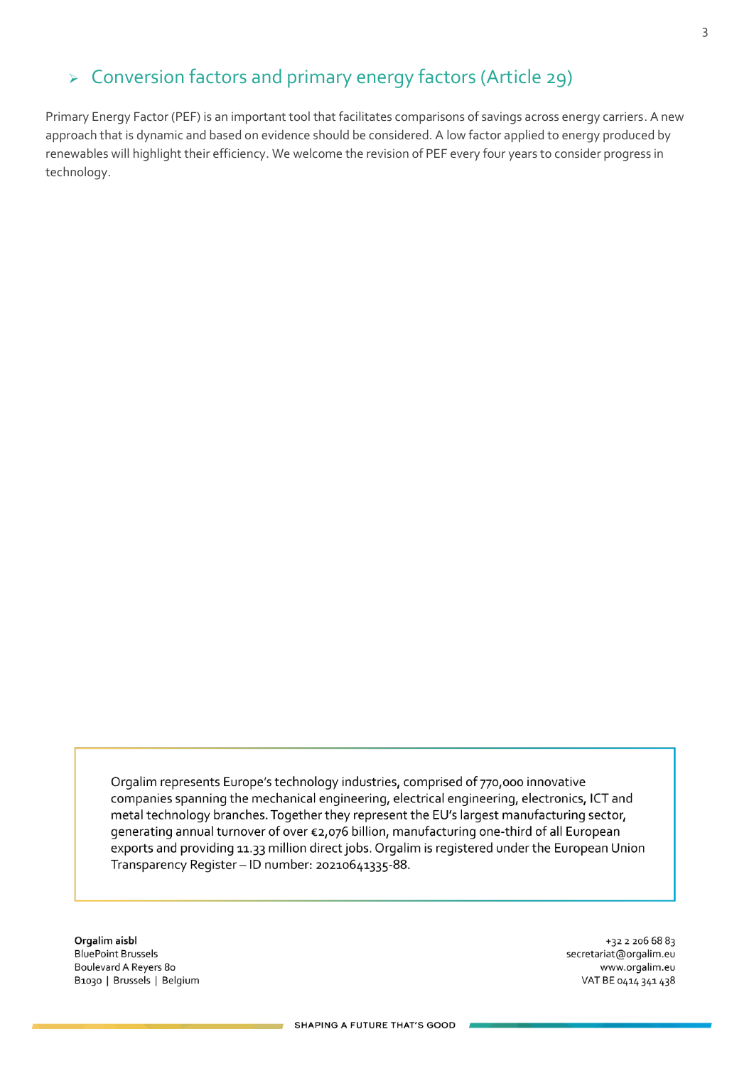## ➢ Conversion factors and primary energy factors (Article 29)

Primary Energy Factor (PEF) is an important tool that facilitates comparisons of savings across energy carriers. A new approach that is dynamic and based on evidence should be considered. A low factor applied to energy produced by renewables will highlight their efficiency. We welcome the revision of PEF every four years to consider progress in technology.

Orgalim represents Europe's technology industries, comprised of 770,000 innovative companies spanning the mechanical engineering, electrical engineering, electronics, ICT and metal technology branches. Together they represent the EU's largest manufacturing sector, generating annual turnover of over €2,076 billion, manufacturing one-third of all European exports and providing 11.33 million direct jobs. Orgalim is registered under the European Union Transparency Register – ID number: 20210641335-88.

**Orgalim aisbl**
BluePoint Brussels
Boulevard A Reyers 80
B1030 | Brussels | Belgium

+32 2 206 68 83
secretariat@orgalim.eu
www.orgalim.eu
VAT BE 0414 341 438

SHAPING A FUTURE THAT'S GOOD